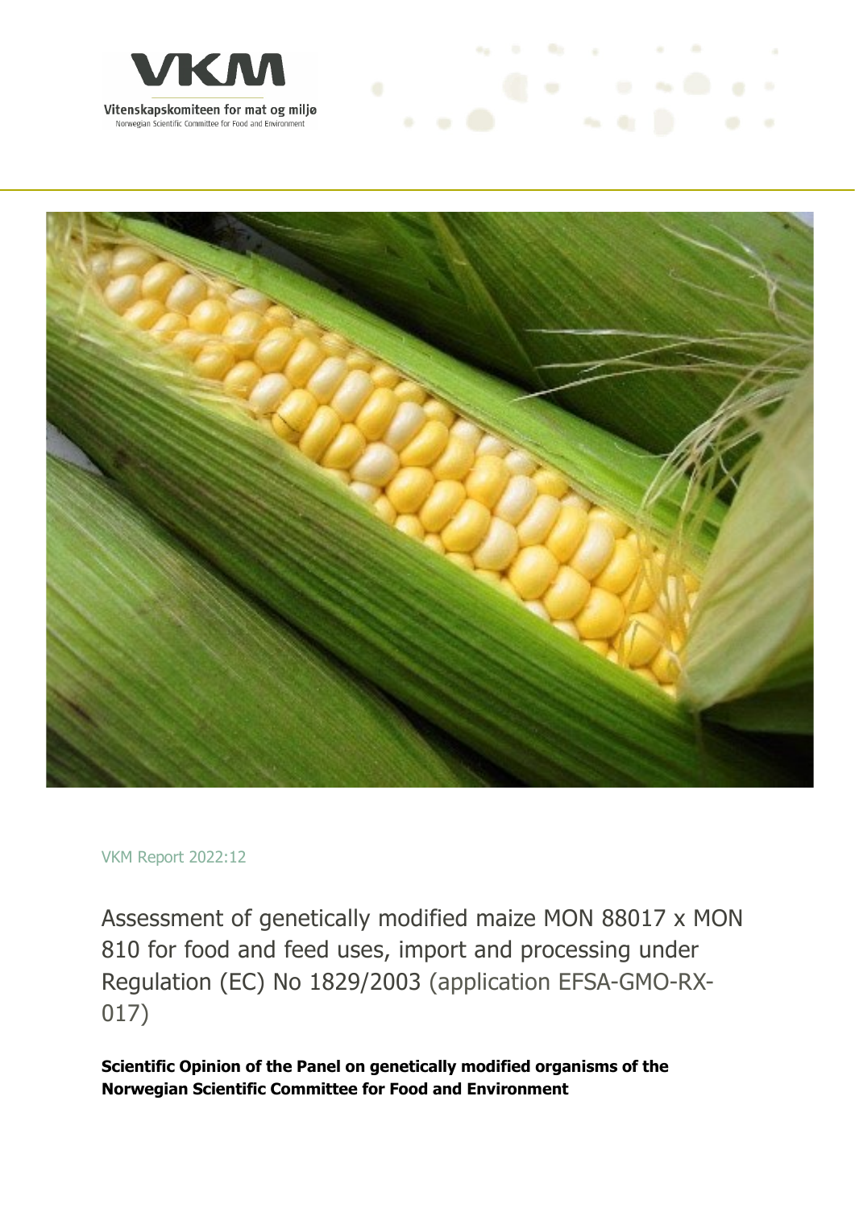VKM

Vitenskapskomiteen for mat og miljø

Norwegian Scientific Committee for Food and Environment

VKM Report 2022:12

# Assessment of genetically modified maize MON 88017 x MON 810 for food and feed uses, import and processing under Regulation (EC) No 1829/2003 (application EFSA-GMO-RX-017)

**Scientific Opinion of the Panel on genetically modified organisms of the Norwegian Scientific Committee for Food and Environment**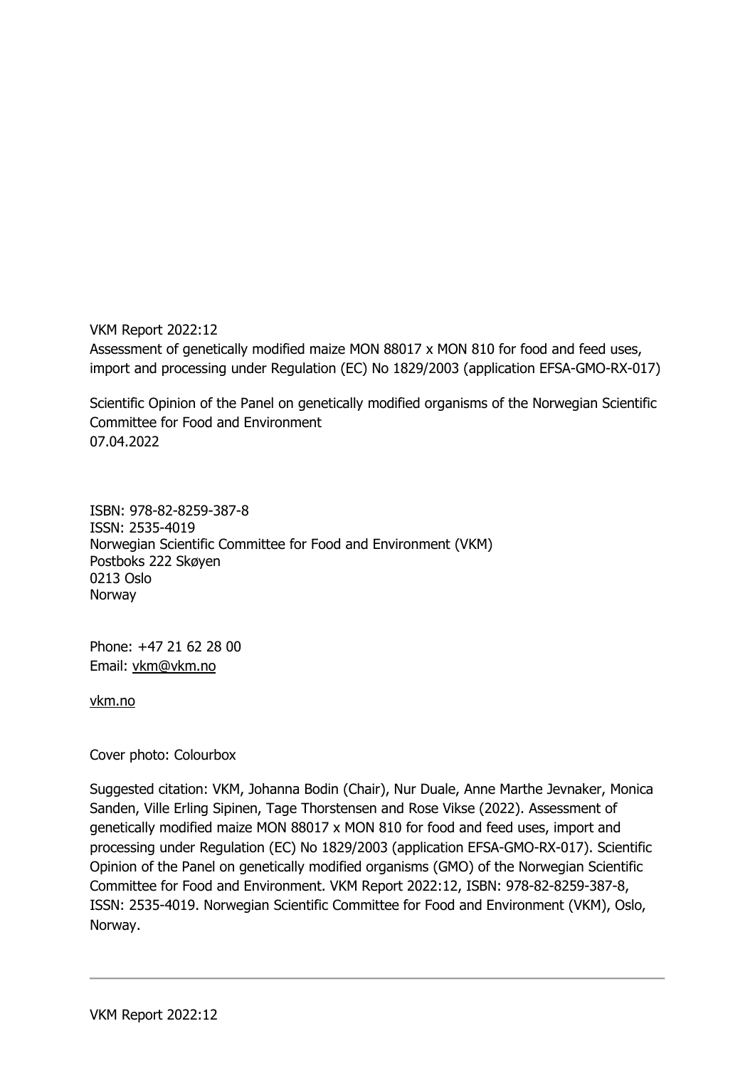VKM Report 2022:12
Assessment of genetically modified maize MON 88017 x MON 810 for food and feed uses, import and processing under Regulation (EC) No 1829/2003 (application EFSA-GMO-RX-017)

Scientific Opinion of the Panel on genetically modified organisms of the Norwegian Scientific Committee for Food and Environment
07.04.2022

ISBN: 978-82-8259-387-8
ISSN: 2535-4019
Norwegian Scientific Committee for Food and Environment (VKM)
Postboks 222 Skøyen
0213 Oslo
Norway

Phone: +47 21 62 28 00
Email: vkm@vkm.no

vkm.no

Cover photo: Colourbox

Suggested citation: VKM, Johanna Bodin (Chair), Nur Duale, Anne Marthe Jevnaker, Monica Sanden, Ville Erling Sipinen, Tage Thorstensen and Rose Vikse (2022). Assessment of genetically modified maize MON 88017 x MON 810 for food and feed uses, import and processing under Regulation (EC) No 1829/2003 (application EFSA-GMO-RX-017). Scientific Opinion of the Panel on genetically modified organisms (GMO) of the Norwegian Scientific Committee for Food and Environment. VKM Report 2022:12, ISBN: 978-82-8259-387-8, ISSN: 2535-4019. Norwegian Scientific Committee for Food and Environment (VKM), Oslo, Norway.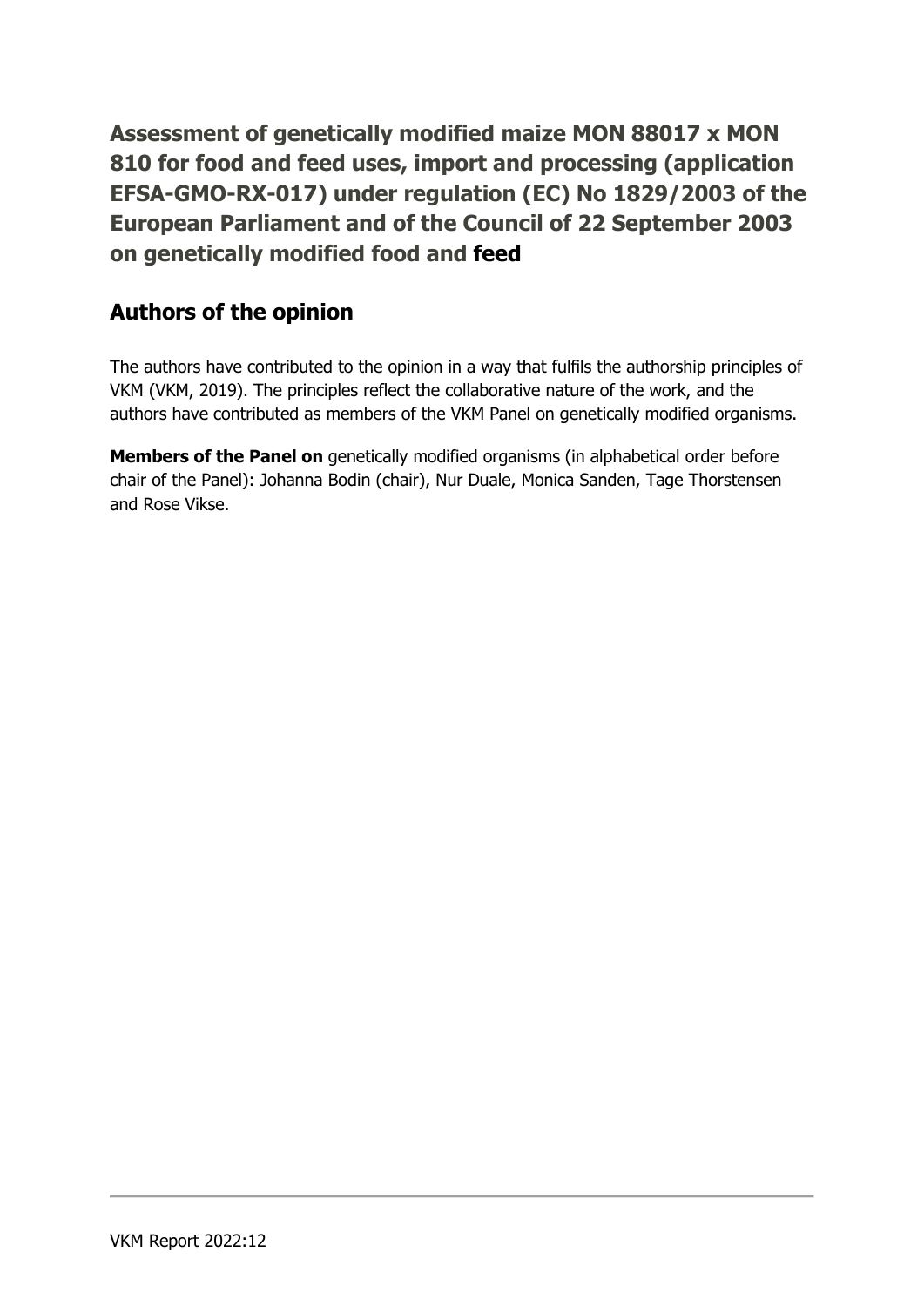# Assessment of genetically modified maize MON 88017 x MON 810 for food and feed uses, import and processing (application EFSA-GMO-RX-017) under regulation (EC) No 1829/2003 of the European Parliament and of the Council of 22 September 2003 on genetically modified food and feed

## Authors of the opinion

The authors have contributed to the opinion in a way that fulfils the authorship principles of VKM (VKM, 2019). The principles reflect the collaborative nature of the work, and the authors have contributed as members of the VKM Panel on genetically modified organisms.

**Members of the Panel on** genetically modified organisms (in alphabetical order before chair of the Panel): Johanna Bodin (chair), Nur Duale, Monica Sanden, Tage Thorstensen and Rose Vikse.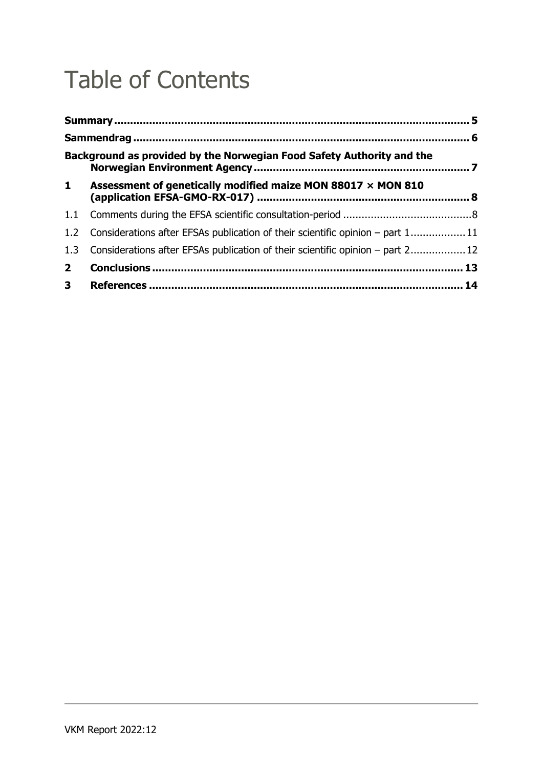# Table of Contents

**Summary** ........................................................................................................ **5**

**Sammendrag** .................................................................................................. **6**

**Background as provided by the Norwegian Food Safety Authority and the Norwegian Environment Agency** ................................................................. **7**

**1 Assessment of genetically modified maize MON 88017 × MON 810 (application EFSA-GMO-RX-017)** ................................................................. **8**

1.1 Comments during the EFSA scientific consultation-period ........................................ 8

1.2 Considerations after EFSAs publication of their scientific opinion – part 1 ................. 11

1.3 Considerations after EFSAs publication of their scientific opinion – part 2 ................. 12

**2 Conclusions** .................................................................................................. **13**

**3 References** .................................................................................................... **14**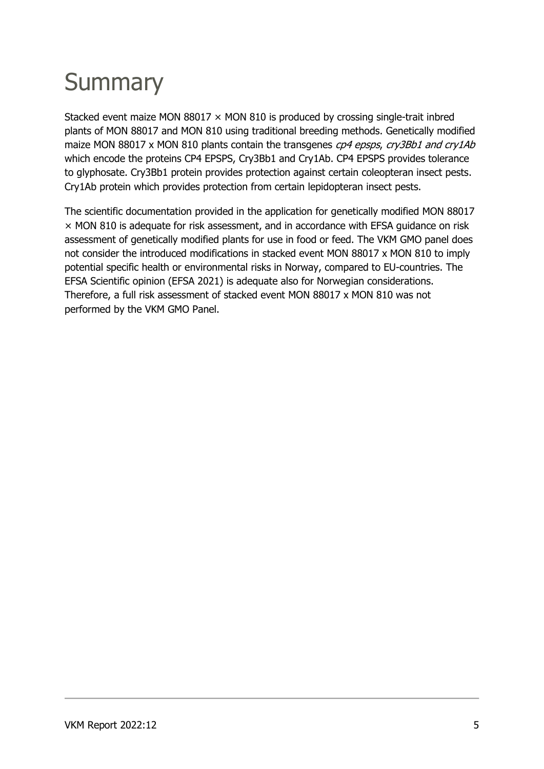# Summary

Stacked event maize MON 88017 × MON 810 is produced by crossing single-trait inbred plants of MON 88017 and MON 810 using traditional breeding methods. Genetically modified maize MON 88017 x MON 810 plants contain the transgenes *cp4 epsps*, *cry3Bb1 and cry1Ab* which encode the proteins CP4 EPSPS, Cry3Bb1 and Cry1Ab. CP4 EPSPS provides tolerance to glyphosate. Cry3Bb1 protein provides protection against certain coleopteran insect pests. Cry1Ab protein which provides protection from certain lepidopteran insect pests.

The scientific documentation provided in the application for genetically modified MON 88017 × MON 810 is adequate for risk assessment, and in accordance with EFSA guidance on risk assessment of genetically modified plants for use in food or feed. The VKM GMO panel does not consider the introduced modifications in stacked event MON 88017 x MON 810 to imply potential specific health or environmental risks in Norway, compared to EU-countries. The EFSA Scientific opinion (EFSA 2021) is adequate also for Norwegian considerations. Therefore, a full risk assessment of stacked event MON 88017 x MON 810 was not performed by the VKM GMO Panel.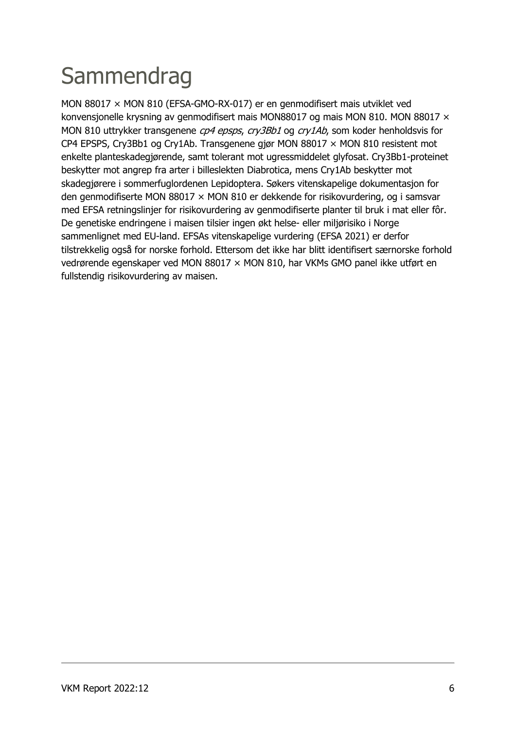# Sammendrag

MON 88017 × MON 810 (EFSA-GMO-RX-017) er en genmodifisert mais utviklet ved konvensjonelle krysning av genmodifisert mais MON88017 og mais MON 810. MON 88017 × MON 810 uttrykker transgenene *cp4 epsps*, *cry3Bb1* og *cry1Ab*, som koder henholdsvis for CP4 EPSPS, Cry3Bb1 og Cry1Ab. Transgenene gjør MON 88017 × MON 810 resistent mot enkelte planteskadegjørende, samt tolerant mot ugressmiddelet glyfosat. Cry3Bb1-proteinet beskytter mot angrep fra arter i billeslekten Diabrotica, mens Cry1Ab beskytter mot skadegjørere i sommerfuglordenen Lepidoptera. Søkers vitenskapelige dokumentasjon for den genmodifiserte MON 88017 × MON 810 er dekkende for risikovurdering, og i samsvar med EFSA retningslinjer for risikovurdering av genmodifiserte planter til bruk i mat eller fôr. De genetiske endringene i maisen tilsier ingen økt helse- eller miljørisiko i Norge sammenlignet med EU-land. EFSAs vitenskapelige vurdering (EFSA 2021) er derfor tilstrekkelig også for norske forhold. Ettersom det ikke har blitt identifisert særnorske forhold vedrørende egenskaper ved MON 88017 × MON 810, har VKMs GMO panel ikke utført en fullstendig risikovurdering av maisen.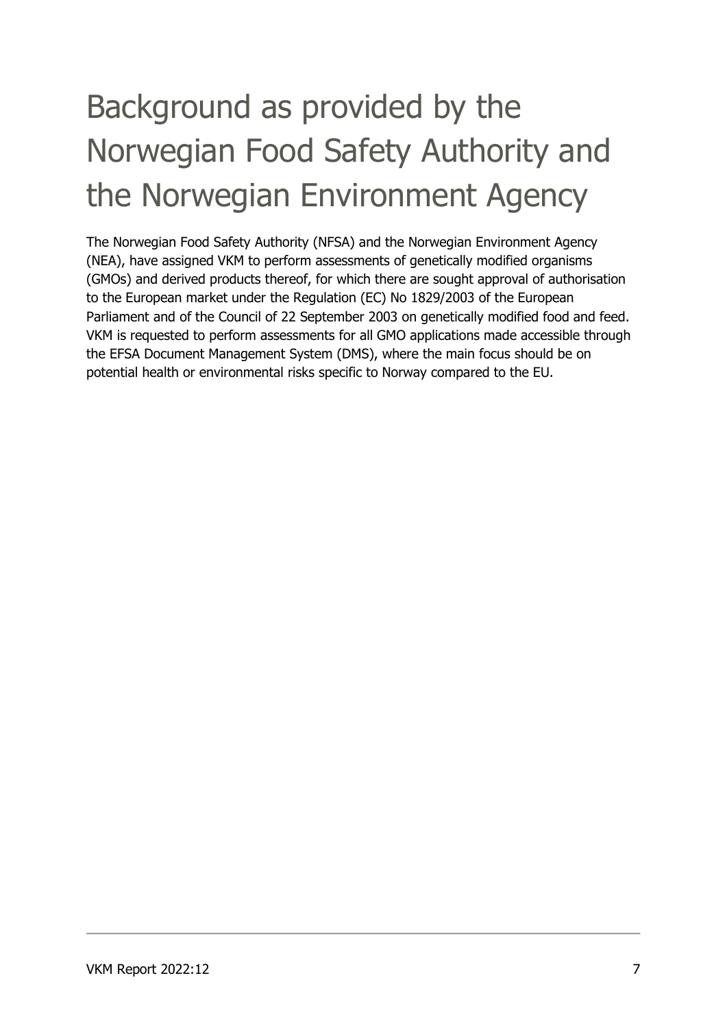# Background as provided by the Norwegian Food Safety Authority and the Norwegian Environment Agency

The Norwegian Food Safety Authority (NFSA) and the Norwegian Environment Agency (NEA), have assigned VKM to perform assessments of genetically modified organisms (GMOs) and derived products thereof, for which there are sought approval of authorisation to the European market under the Regulation (EC) No 1829/2003 of the European Parliament and of the Council of 22 September 2003 on genetically modified food and feed. VKM is requested to perform assessments for all GMO applications made accessible through the EFSA Document Management System (DMS), where the main focus should be on potential health or environmental risks specific to Norway compared to the EU.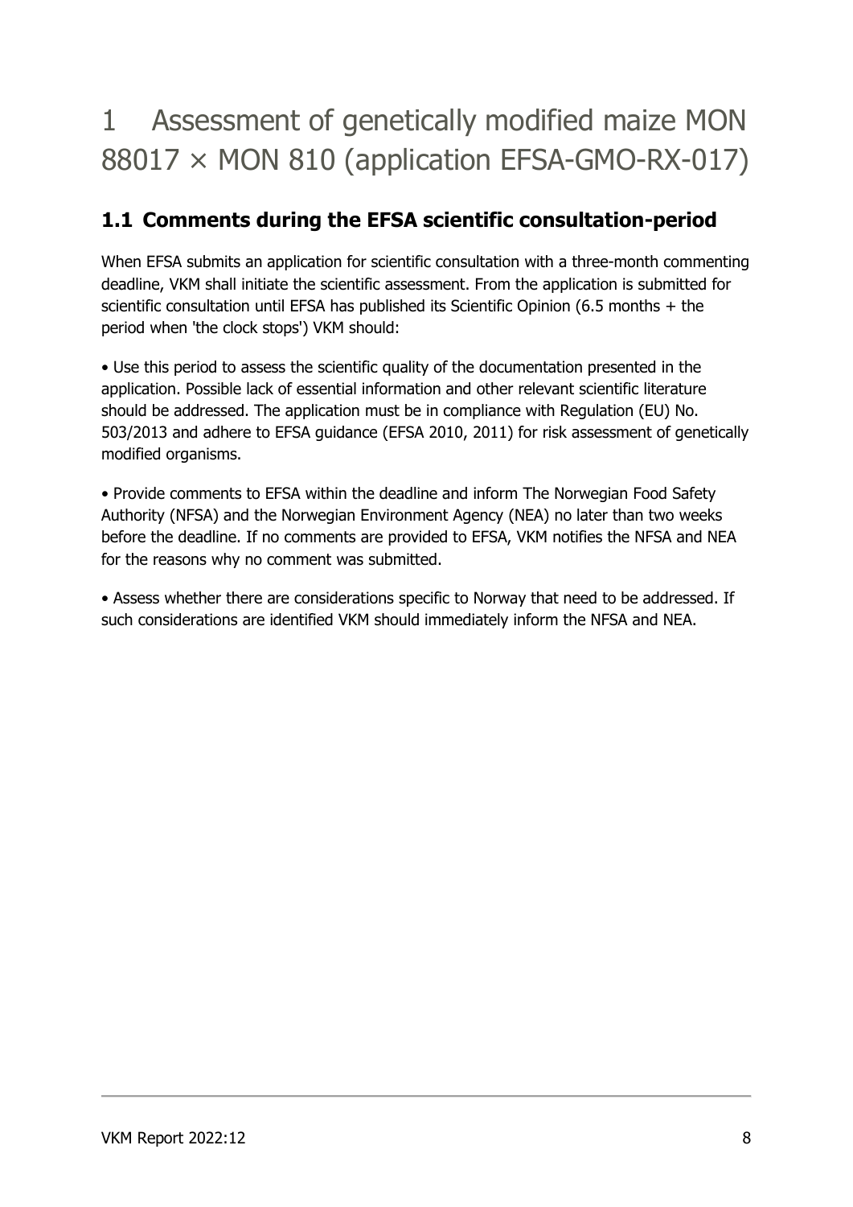# 1 Assessment of genetically modified maize MON 88017 × MON 810 (application EFSA-GMO-RX-017)

## 1.1 Comments during the EFSA scientific consultation-period

When EFSA submits an application for scientific consultation with a three-month commenting deadline, VKM shall initiate the scientific assessment. From the application is submitted for scientific consultation until EFSA has published its Scientific Opinion (6.5 months + the period when 'the clock stops') VKM should:

• Use this period to assess the scientific quality of the documentation presented in the application. Possible lack of essential information and other relevant scientific literature should be addressed. The application must be in compliance with Regulation (EU) No. 503/2013 and adhere to EFSA guidance (EFSA 2010, 2011) for risk assessment of genetically modified organisms.

• Provide comments to EFSA within the deadline and inform The Norwegian Food Safety Authority (NFSA) and the Norwegian Environment Agency (NEA) no later than two weeks before the deadline. If no comments are provided to EFSA, VKM notifies the NFSA and NEA for the reasons why no comment was submitted.

• Assess whether there are considerations specific to Norway that need to be addressed. If such considerations are identified VKM should immediately inform the NFSA and NEA.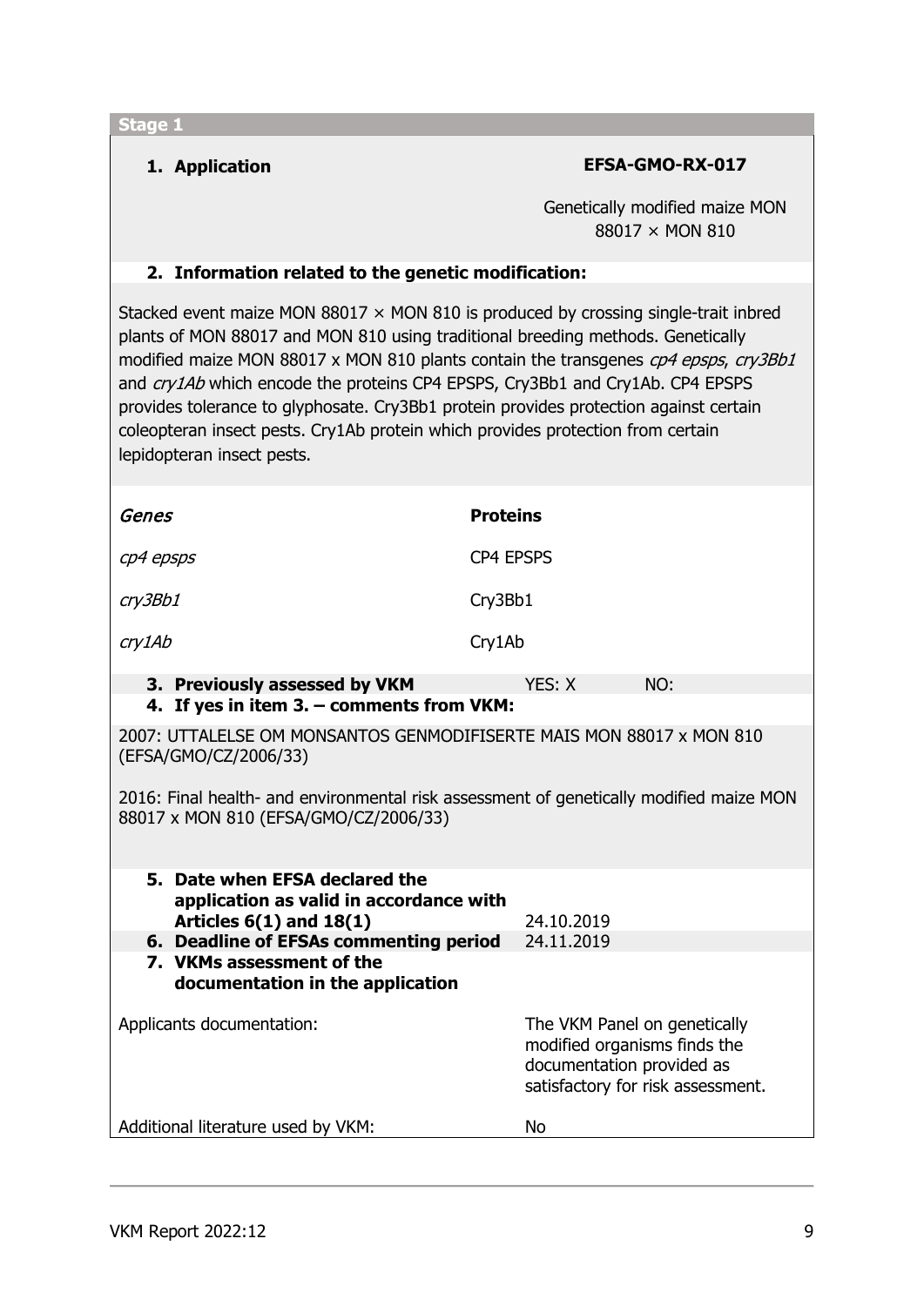**Stage 1**

| **1. Application** | **EFSA-GMO-RX-017** |
|---|---|
| | Genetically modified maize MON 88017 × MON 810 |

**2. Information related to the genetic modification:**

Stacked event maize MON 88017 × MON 810 is produced by crossing single-trait inbred plants of MON 88017 and MON 810 using traditional breeding methods. Genetically modified maize MON 88017 x MON 810 plants contain the transgenes *cp4 epsps*, *cry3Bb1* and *cry1Ab* which encode the proteins CP4 EPSPS, Cry3Bb1 and Cry1Ab. CP4 EPSPS provides tolerance to glyphosate. Cry3Bb1 protein provides protection against certain coleopteran insect pests. Cry1Ab protein which provides protection from certain lepidopteran insect pests.

| *Genes* | **Proteins** |
|---|---|
| *cp4 epsps* | CP4 EPSPS |
| *cry3Bb1* | Cry3Bb1 |
| *cry1Ab* | Cry1Ab |

| **3. Previously assessed by VKM** | YES: X | NO: |
|---|---|---|

**4. If yes in item 3. – comments from VKM:**

2007: UTTALELSE OM MONSANTOS GENMODIFISERTE MAIS MON 88017 x MON 810 (EFSA/GMO/CZ/2006/33)

2016: Final health- and environmental risk assessment of genetically modified maize MON 88017 x MON 810 (EFSA/GMO/CZ/2006/33)

| | |
|---|---|
| **5. Date when EFSA declared the application as valid in accordance with Articles 6(1) and 18(1)** | 24.10.2019 |
| **6. Deadline of EFSAs commenting period** | 24.11.2019 |
| **7. VKMs assessment of the documentation in the application** | |
| Applicants documentation: | The VKM Panel on genetically modified organisms finds the documentation provided as satisfactory for risk assessment. |
| Additional literature used by VKM: | No |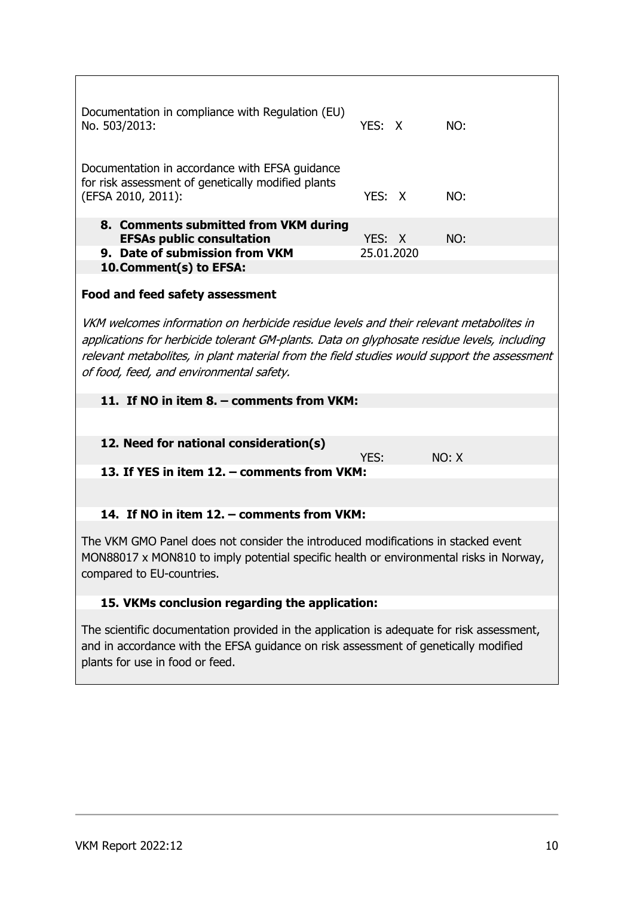| | | |
|---|---|---|
| Documentation in compliance with Regulation (EU) No. 503/2013: | YES: X | NO: |
| Documentation in accordance with EFSA guidance for risk assessment of genetically modified plants (EFSA 2010, 2011): | YES: X | NO: |
| **8. Comments submitted from VKM during EFSAs public consultation** | YES: X | NO: |
| **9. Date of submission from VKM** | 25.01.2020 | |

**10. Comment(s) to EFSA:**

**Food and feed safety assessment**

*VKM welcomes information on herbicide residue levels and their relevant metabolites in applications for herbicide tolerant GM-plants. Data on glyphosate residue levels, including relevant metabolites, in plant material from the field studies would support the assessment of food, feed, and environmental safety.*

**11. If NO in item 8. – comments from VKM:**

| | | |
|---|---|---|
| **12. Need for national consideration(s)** | YES: | NO: X |

**13. If YES in item 12. – comments from VKM:**

**14. If NO in item 12. – comments from VKM:**

The VKM GMO Panel does not consider the introduced modifications in stacked event MON88017 x MON810 to imply potential specific health or environmental risks in Norway, compared to EU-countries.

**15. VKMs conclusion regarding the application:**

The scientific documentation provided in the application is adequate for risk assessment, and in accordance with the EFSA guidance on risk assessment of genetically modified plants for use in food or feed.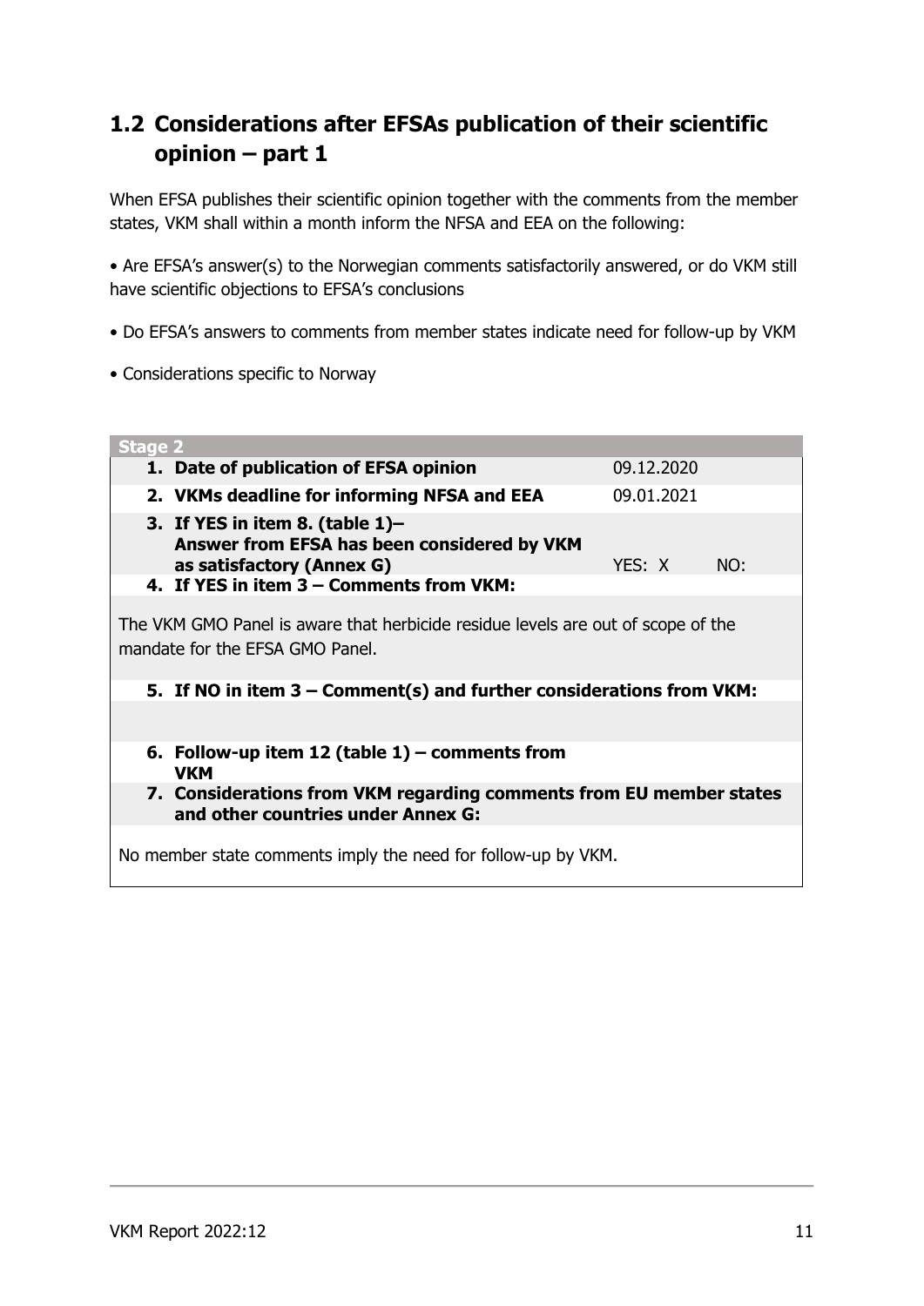## 1.2 Considerations after EFSAs publication of their scientific opinion – part 1

When EFSA publishes their scientific opinion together with the comments from the member states, VKM shall within a month inform the NFSA and EEA on the following:

• Are EFSA's answer(s) to the Norwegian comments satisfactorily answered, or do VKM still have scientific objections to EFSA's conclusions

• Do EFSA's answers to comments from member states indicate need for follow-up by VKM

• Considerations specific to Norway

| Stage 2 | | |
|---|---|---|
| **1. Date of publication of EFSA opinion** | 09.12.2020 | |
| **2. VKMs deadline for informing NFSA and EEA** | 09.01.2021 | |
| **3. If YES in item 8. (table 1)– Answer from EFSA has been considered by VKM as satisfactory (Annex G)** | YES: X | NO: |
| **4. If YES in item 3 – Comments from VKM:** | | |
| The VKM GMO Panel is aware that herbicide residue levels are out of scope of the mandate for the EFSA GMO Panel. | | |
| **5. If NO in item 3 – Comment(s) and further considerations from VKM:** | | |
| | | |
| **6. Follow-up item 12 (table 1) – comments from VKM** | | |
| **7. Considerations from VKM regarding comments from EU member states and other countries under Annex G:** | | |
| No member state comments imply the need for follow-up by VKM. | | |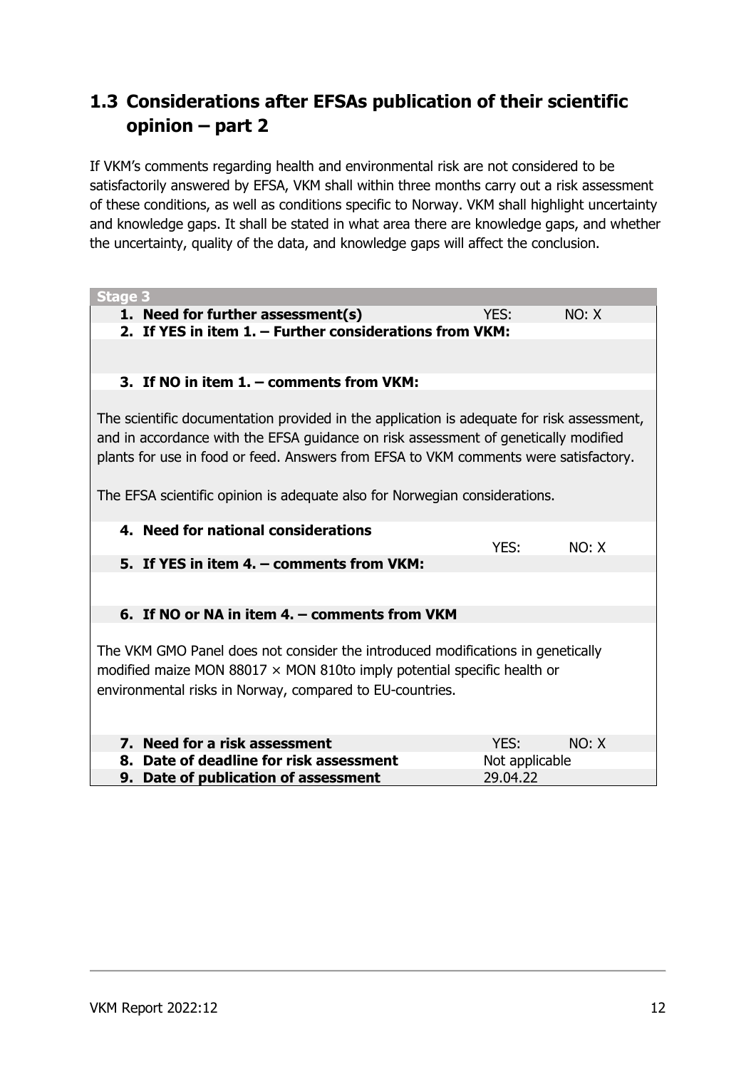## 1.3 Considerations after EFSAs publication of their scientific opinion – part 2

If VKM's comments regarding health and environmental risk are not considered to be satisfactorily answered by EFSA, VKM shall within three months carry out a risk assessment of these conditions, as well as conditions specific to Norway. VKM shall highlight uncertainty and knowledge gaps. It shall be stated in what area there are knowledge gaps, and whether the uncertainty, quality of the data, and knowledge gaps will affect the conclusion.

| **Stage 3** | | |
|---|---|---|
| **1. Need for further assessment(s)** | YES: | NO: X |
| **2. If YES in item 1. – Further considerations from VKM:** | | |
| | | |
| **3. If NO in item 1. – comments from VKM:** | | |
| The scientific documentation provided in the application is adequate for risk assessment, and in accordance with the EFSA guidance on risk assessment of genetically modified plants for use in food or feed. Answers from EFSA to VKM comments were satisfactory. The EFSA scientific opinion is adequate also for Norwegian considerations. | | |
| **4. Need for national considerations** | YES: | NO: X |
| **5. If YES in item 4. – comments from VKM:** | | |
| | | |
| **6. If NO or NA in item 4. – comments from VKM** | | |
| The VKM GMO Panel does not consider the introduced modifications in genetically modified maize MON 88017 × MON 810to imply potential specific health or environmental risks in Norway, compared to EU-countries. | | |
| **7. Need for a risk assessment** | YES: | NO: X |
| **8. Date of deadline for risk assessment** | Not applicable | |
| **9. Date of publication of assessment** | 29.04.22 | |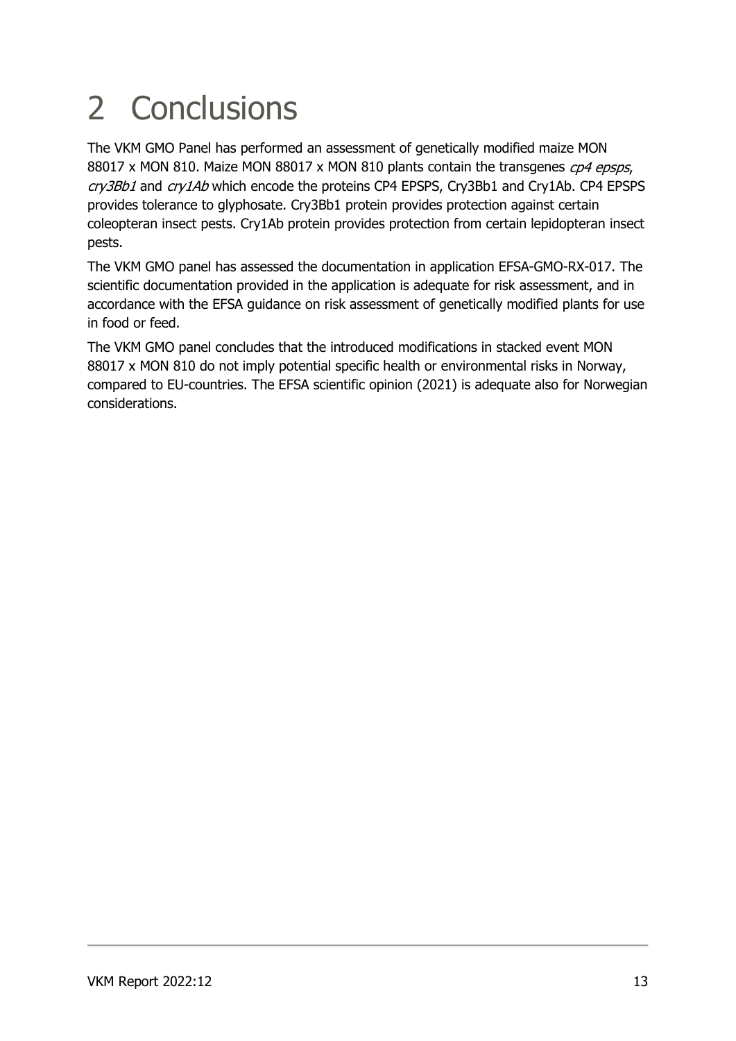# 2 Conclusions

The VKM GMO Panel has performed an assessment of genetically modified maize MON 88017 x MON 810. Maize MON 88017 x MON 810 plants contain the transgenes *cp4 epsps*, *cry3Bb1* and *cry1Ab* which encode the proteins CP4 EPSPS, Cry3Bb1 and Cry1Ab. CP4 EPSPS provides tolerance to glyphosate. Cry3Bb1 protein provides protection against certain coleopteran insect pests. Cry1Ab protein provides protection from certain lepidopteran insect pests.

The VKM GMO panel has assessed the documentation in application EFSA-GMO-RX-017. The scientific documentation provided in the application is adequate for risk assessment, and in accordance with the EFSA guidance on risk assessment of genetically modified plants for use in food or feed.

The VKM GMO panel concludes that the introduced modifications in stacked event MON 88017 x MON 810 do not imply potential specific health or environmental risks in Norway, compared to EU-countries. The EFSA scientific opinion (2021) is adequate also for Norwegian considerations.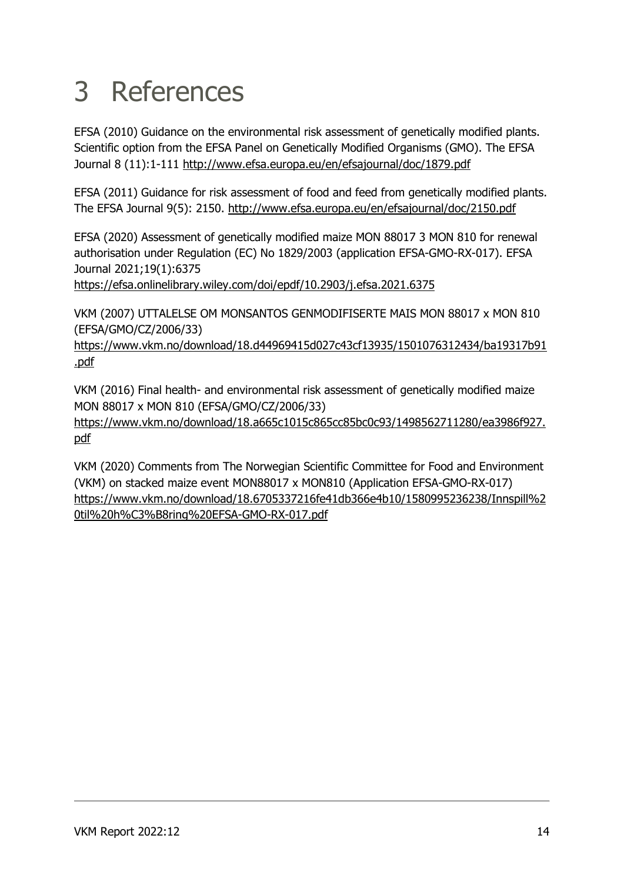# 3 References

EFSA (2010) Guidance on the environmental risk assessment of genetically modified plants. Scientific option from the EFSA Panel on Genetically Modified Organisms (GMO). The EFSA Journal 8 (11):1-111 http://www.efsa.europa.eu/en/efsajournal/doc/1879.pdf

EFSA (2011) Guidance for risk assessment of food and feed from genetically modified plants. The EFSA Journal 9(5): 2150. http://www.efsa.europa.eu/en/efsajournal/doc/2150.pdf

EFSA (2020) Assessment of genetically modified maize MON 88017 3 MON 810 for renewal authorisation under Regulation (EC) No 1829/2003 (application EFSA-GMO-RX-017). EFSA Journal 2021;19(1):6375 https://efsa.onlinelibrary.wiley.com/doi/epdf/10.2903/j.efsa.2021.6375

VKM (2007) UTTALELSE OM MONSANTOS GENMODIFISERTE MAIS MON 88017 x MON 810 (EFSA/GMO/CZ/2006/33) https://www.vkm.no/download/18.d44969415d027c43cf13935/1501076312434/ba19317b91.pdf

VKM (2016) Final health- and environmental risk assessment of genetically modified maize MON 88017 x MON 810 (EFSA/GMO/CZ/2006/33) https://www.vkm.no/download/18.a665c1015c865cc85bc0c93/1498562711280/ea3986f927.pdf

VKM (2020) Comments from The Norwegian Scientific Committee for Food and Environment (VKM) on stacked maize event MON88017 x MON810 (Application EFSA-GMO-RX-017) https://www.vkm.no/download/18.6705337216fe41db366e4b10/1580995236238/Innspill%20til%20h%C3%B8ring%20EFSA-GMO-RX-017.pdf